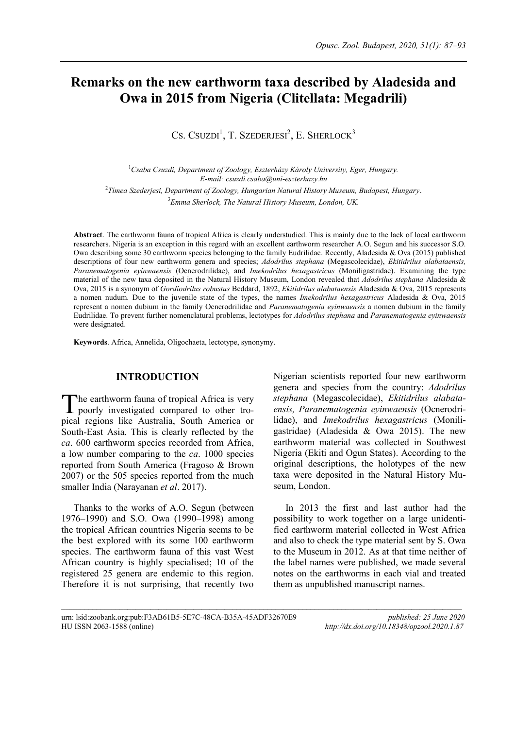# Remarks on the new earthworm taxa described by Aladesida and Owa in 2015 from Nigeria (Clitellata: Megadrili)

CS. CSUZDI[1], T. SZEDERJESI[2], E. SHERLOCK[3]

[1]Csaba Csuzdi, Department of Zoology, Eszterházy Károly University, Eger, Hungary. E-mail: csuzdi.csaba@uni-eszterhazy.hu

[2]Tímea Szederjesi, Department of Zoology, Hungarian Natural History Museum, Budapest, Hungary.

[3]Emma Sherlock, The Natural History Museum, London, UK.

**Abstract**. The earthworm fauna of tropical Africa is clearly understudied. This is mainly due to the lack of local earthworm researchers. Nigeria is an exception in this regard with an excellent earthworm researcher A.O. Segun and his successor S.O. Owa describing some 30 earthworm species belonging to the family Eudrilidae. Recently, Aladesida & Ova (2015) published descriptions of four new earthworm genera and species; *Adodrilus stephana* (Megascolecidae), *Ekitidrilus alabataensis, Paranematogenia eyinwaensis* (Ocnerodrilidae), and *Imekodrilus hexagastricus* (Moniligastridae). Examining the type material of the new taxa deposited in the Natural History Museum, London revealed that *Adodrilus stephana* Aladesida & Ova, 2015 is a synonym of *Gordiodrilus robustus* Beddard, 1892, *Ekitidrilus alabataensis* Aladesida & Ova, 2015 represents a nomen nudum. Due to the juvenile state of the types, the names *Imekodrilus hexagastricus* Aladesida & Ova, 2015 represent a nomen dubium in the family Ocnerodrilidae and *Paranematogenia eyinwaensis* a nomen dubium in the family Eudrilidae. To prevent further nomenclatural problems, lectotypes for *Adodrilus stephana* and *Paranematogenia eyinwaensis* were designated.

**Keywords**. Africa, Annelida, Oligochaeta, lectotype, synonymy.

## INTRODUCTION

The earthworm fauna of tropical Africa is very poorly investigated compared to other tropical regions like Australia, South America or South-East Asia. This is clearly reflected by the *ca*. 600 earthworm species recorded from Africa, a low number comparing to the *ca*. 1000 species reported from South America (Fragoso & Brown 2007) or the 505 species reported from the much smaller India (Narayanan *et al*. 2017).

Thanks to the works of A.O. Segun (between 1976–1990) and S.O. Owa (1990–1998) among the tropical African countries Nigeria seems to be the best explored with its some 100 earthworm species. The earthworm fauna of this vast West African country is highly specialised; 10 of the registered 25 genera are endemic to this region. Therefore it is not surprising, that recently two Nigerian scientists reported four new earthworm genera and species from the country: *Adodrilus stephana* (Megascolecidae), *Ekitidrilus alabataensis, Paranematogenia eyinwaensis* (Ocnerodrilidae), and *Imekodrilus hexagastricus* (Moniligastridae) (Aladesida & Owa 2015). The new earthworm material was collected in Southwest Nigeria (Ekiti and Ogun States). According to the original descriptions, the holotypes of the new taxa were deposited in the Natural History Museum, London.

In 2013 the first and last author had the possibility to work together on a large unidentified earthworm material collected in West Africa and also to check the type material sent by S. Owa to the Museum in 2012. As at that time neither of the label names were published, we made several notes on the earthworms in each vial and treated them as unpublished manuscript names.

urn: lsid:zoobank.org:pub:F3AB61B5-5E7C-48CA-B35A-45ADF32670E9
HU ISSN 2063-1588 (online)

published: 25 June 2020
http://dx.doi.org/10.18348/opzool.2020.1.87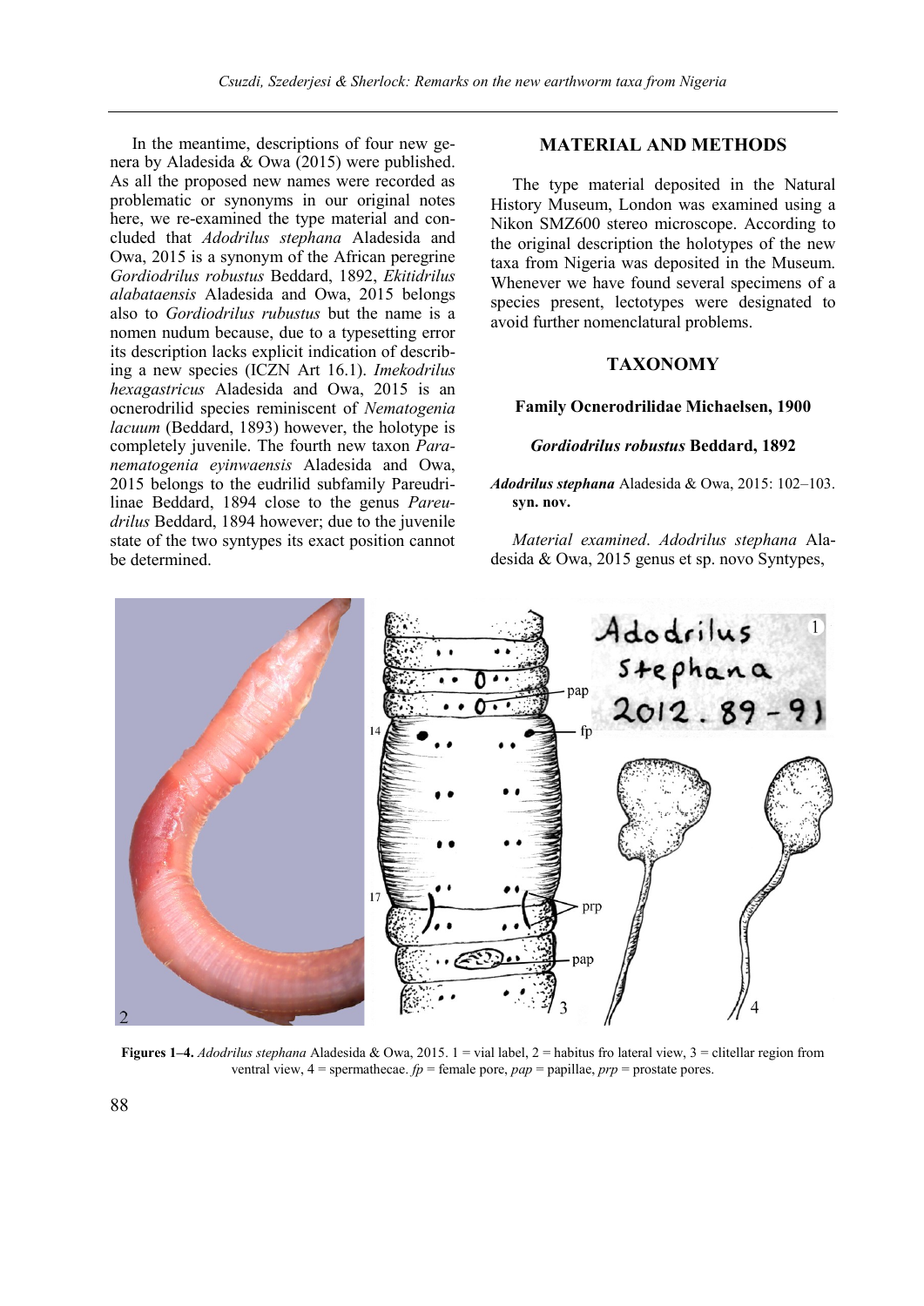In the meantime, descriptions of four new genera by Aladesida & Owa (2015) were published. As all the proposed new names were recorded as problematic or synonyms in our original notes here, we re-examined the type material and concluded that *Adodrilus stephana* Aladesida and Owa, 2015 is a synonym of the African peregrine *Gordiodrilus robustus* Beddard, 1892, *Ekitidrilus alabataensis* Aladesida and Owa, 2015 belongs also to *Gordiodrilus rubustus* but the name is a nomen nudum because, due to a typesetting error its description lacks explicit indication of describing a new species (ICZN Art 16.1). *Imekodrilus hexagastricus* Aladesida and Owa, 2015 is an ocnerodrilid species reminiscent of *Nematogenia lacuum* (Beddard, 1893) however, the holotype is completely juvenile. The fourth new taxon *Paranematogenia eyinwaensis* Aladesida and Owa, 2015 belongs to the eudrilid subfamily Pareudrilinae Beddard, 1894 close to the genus *Pareudrilus* Beddard, 1894 however; due to the juvenile state of the two syntypes its exact position cannot be determined.

## MATERIAL AND METHODS

The type material deposited in the Natural History Museum, London was examined using a Nikon SMZ600 stereo microscope. According to the original description the holotypes of the new taxa from Nigeria was deposited in the Museum. Whenever we have found several specimens of a species present, lectotypes were designated to avoid further nomenclatural problems.

## TAXONOMY

### Family Ocnerodrilidae Michaelsen, 1900

### *Gordiodrilus robustus* Beddard, 1892

***Adodrilus stephana*** Aladesida & Owa, 2015: 102–103. **syn. nov.**

*Material examined*. *Adodrilus stephana* Aladesida & Owa, 2015 genus et sp. novo Syntypes,

**Figures 1–4.** *Adodrilus stephana* Aladesida & Owa, 2015. 1 = vial label, 2 = habitus fro lateral view, 3 = clitellar region from ventral view, 4 = spermathecae. *fp* = female pore, *pap* = papillae, *prp* = prostate pores.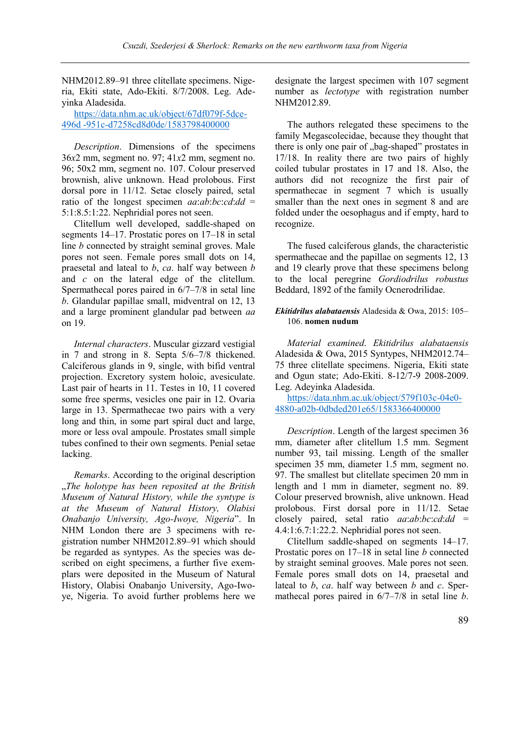NHM2012.89–91 three clitellate specimens. Nigeria, Ekiti state, Ado-Ekiti. 8/7/2008. Leg. Adeyinka Aladesida.

https://data.nhm.ac.uk/object/67df079f-5dce-496d-951c-d7258cd8d0de/1583798400000

*Description*. Dimensions of the specimens 36*x*2 mm, segment no. 97; 41*x*2 mm, segment no. 96; 50x2 mm, segment no. 107. Colour preserved brownish, alive unknown. Head prolobous. First dorsal pore in 11/12. Setae closely paired, setal ratio of the longest specimen *aa*:*ab*:*bc*:*cd*:*dd* = 5:1:8.5:1:22. Nephridial pores not seen.

Clitellum well developed, saddle-shaped on segments 14–17. Prostatic pores on 17–18 in setal line *b* connected by straight seminal grooves. Male pores not seen. Female pores small dots on 14, praesetal and lateal to *b*, *ca*. half way between *b* and *c* on the lateral edge of the clitellum. Spermathecal pores paired in 6/7–7/8 in setal line *b*. Glandular papillae small, midventral on 12, 13 and a large prominent glandular pad between *aa* on 19.

*Internal characters*. Muscular gizzard vestigial in 7 and strong in 8. Septa 5/6–7/8 thickened. Calciferous glands in 9, single, with bifid ventral projection. Excretory system holoic, avesiculate. Last pair of hearts in 11. Testes in 10, 11 covered some free sperms, vesicles one pair in 12. Ovaria large in 13. Spermathecae two pairs with a very long and thin, in some part spiral duct and large, more or less oval ampoule. Prostates small simple tubes confined to their own segments. Penial setae lacking.

*Remarks*. According to the original description „*The holotype has been reposited at the British Museum of Natural History, while the syntype is at the Museum of Natural History, Olabisi Onabanjo University, Ago-Iwoye, Nigeria*". In NHM London there are 3 specimens with registration number NHM2012.89–91 which should be regarded as syntypes. As the species was described on eight specimens, a further five exemplars were deposited in the Museum of Natural History, Olabisi Onabanjo University, Ago-Iwoye, Nigeria. To avoid further problems here we designate the largest specimen with 107 segment number as *lectotype* with registration number NHM2012.89.

The authors relegated these specimens to the family Megascolecidae, because they thought that there is only one pair of „bag-shaped" prostates in 17/18. In reality there are two pairs of highly coiled tubular prostates in 17 and 18. Also, the authors did not recognize the first pair of spermathecae in segment 7 which is usually smaller than the next ones in segment 8 and are folded under the oesophagus and if empty, hard to recognize.

The fused calciferous glands, the characteristic spermathecae and the papillae on segments 12, 13 and 19 clearly prove that these specimens belong to the local peregrine *Gordiodrilus robustus* Beddard, 1892 of the family Ocnerodrilidae.

***Ekitidrilus alabataensis*** Aladesida & Owa, 2015: 105–106. **nomen nudum**

*Material examined*. *Ekitidrilus alabataensis* Aladesida & Owa, 2015 Syntypes, NHM2012.74–75 three clitellate specimens. Nigeria, Ekiti state and Ogun state; Ado-Ekiti. 8-12/7-9 2008-2009. Leg. Adeyinka Aladesida.

https://data.nhm.ac.uk/object/579f103c-04e0-4880-a02b-0dbded201e65/1583366400000

*Description*. Length of the largest specimen 36 mm, diameter after clitellum 1.5 mm. Segment number 93, tail missing. Length of the smaller specimen 35 mm, diameter 1.5 mm, segment no. 97. The smallest but clitellate specimen 20 mm in length and 1 mm in diameter, segment no. 89. Colour preserved brownish, alive unknown. Head prolobous. First dorsal pore in 11/12. Setae closely paired, setal ratio *aa*:*ab*:*bc*:*cd*:*dd* = 4.4:1:6.7:1:22.2. Nephridial pores not seen.

Clitellum saddle-shaped on segments 14–17. Prostatic pores on 17–18 in setal line *b* connected by straight seminal grooves. Male pores not seen. Female pores small dots on 14, praesetal and lateal to *b*, *ca*. half way between *b* and *c*. Spermathecal pores paired in 6/7–7/8 in setal line *b*.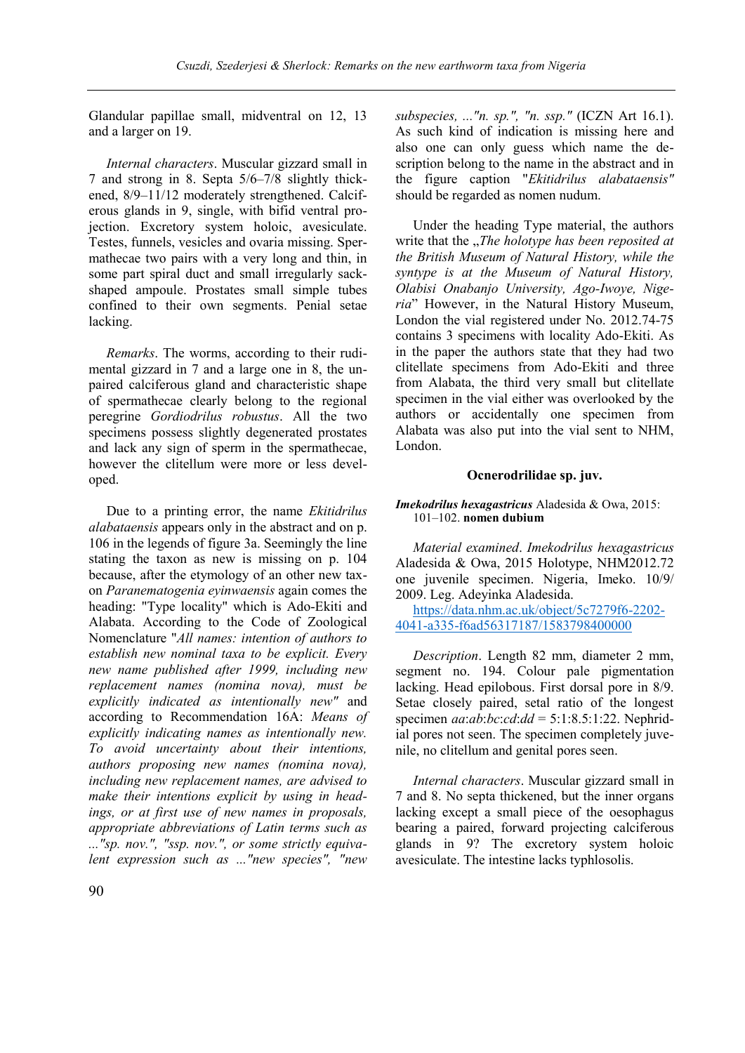Glandular papillae small, midventral on 12, 13 and a larger on 19.

*Internal characters*. Muscular gizzard small in 7 and strong in 8. Septa 5/6–7/8 slightly thickened, 8/9–11/12 moderately strengthened. Calciferous glands in 9, single, with bifid ventral projection. Excretory system holoic, avesiculate. Testes, funnels, vesicles and ovaria missing. Spermathecae two pairs with a very long and thin, in some part spiral duct and small irregularly sack-shaped ampoule. Prostates small simple tubes confined to their own segments. Penial setae lacking.

*Remarks*. The worms, according to their rudimental gizzard in 7 and a large one in 8, the unpaired calciferous gland and characteristic shape of spermathecae clearly belong to the regional peregrine *Gordiodrilus robustus*. All the two specimens possess slightly degenerated prostates and lack any sign of sperm in the spermathecae, however the clitellum were more or less developed.

Due to a printing error, the name *Ekitidrilus alabataensis* appears only in the abstract and on p. 106 in the legends of figure 3a. Seemingly the line stating the taxon as new is missing on p. 104 because, after the etymology of an other new taxon *Paranematogenia eyinwaensis* again comes the heading: "Type locality" which is Ado-Ekiti and Alabata. According to the Code of Zoological Nomenclature "*All names: intention of authors to establish new nominal taxa to be explicit. Every new name published after 1999, including new replacement names (nomina nova), must be explicitly indicated as intentionally new*" and according to Recommendation 16A: *Means of explicitly indicating names as intentionally new. To avoid uncertainty about their intentions, authors proposing new names (nomina nova), including new replacement names, are advised to make their intentions explicit by using in headings, or at first use of new names in proposals, appropriate abbreviations of Latin terms such as ..."sp. nov.", "ssp. nov.", or some strictly equivalent expression such as ..."new species", "new subspecies, ..."n. sp.", "n. ssp."* (ICZN Art 16.1). As such kind of indication is missing here and also one can only guess which name the description belong to the name in the abstract and in the figure caption "*Ekitidrilus alabataensis"* should be regarded as nomen nudum.

Under the heading Type material, the authors write that the „*The holotype has been reposited at the British Museum of Natural History, while the syntype is at the Museum of Natural History, Olabisi Onabanjo University, Ago-Iwoye, Nigeria*" However, in the Natural History Museum, London the vial registered under No. 2012.74-75 contains 3 specimens with locality Ado-Ekiti. As in the paper the authors state that they had two clitellate specimens from Ado-Ekiti and three from Alabata, the third very small but clitellate specimen in the vial either was overlooked by the authors or accidentally one specimen from Alabata was also put into the vial sent to NHM, London.

### Ocnerodrilidae sp. juv.

***Imekodrilus hexagastricus*** Aladesida & Owa, 2015: 101–102. **nomen dubium**

*Material examined*. *Imekodrilus hexagastricus* Aladesida & Owa, 2015 Holotype, NHM2012.72 one juvenile specimen. Nigeria, Imeko. 10/9/ 2009. Leg. Adeyinka Aladesida.
https://data.nhm.ac.uk/object/5c7279f6-2202-4041-a335-f6ad56317187/1583798400000

*Description*. Length 82 mm, diameter 2 mm, segment no. 194. Colour pale pigmentation lacking. Head epilobous. First dorsal pore in 8/9. Setae closely paired, setal ratio of the longest specimen *aa*:*ab*:*bc*:*cd*:*dd* = 5:1:8.5:1:22. Nephridial pores not seen. The specimen completely juvenile, no clitellum and genital pores seen.

*Internal characters*. Muscular gizzard small in 7 and 8. No septa thickened, but the inner organs lacking except a small piece of the oesophagus bearing a paired, forward projecting calciferous glands in 9? The excretory system holoic avesiculate. The intestine lacks typhlosolis.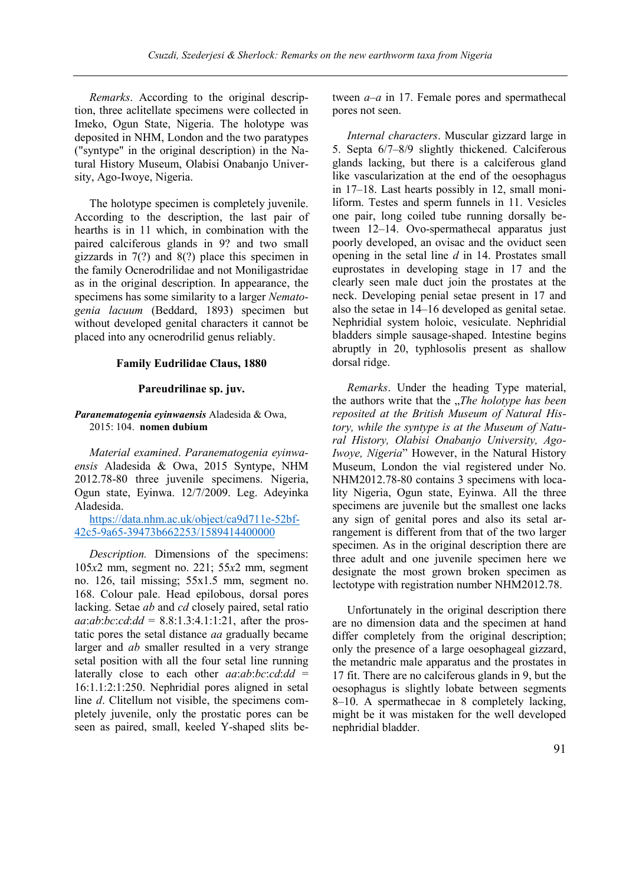*Remarks*. According to the original description, three aclitellate specimens were collected in Imeko, Ogun State, Nigeria. The holotype was deposited in NHM, London and the two paratypes ("syntype" in the original description) in the Natural History Museum, Olabisi Onabanjo University, Ago-Iwoye, Nigeria.

The holotype specimen is completely juvenile. According to the description, the last pair of hearths is in 11 which, in combination with the paired calciferous glands in 9? and two small gizzards in 7(?) and 8(?) place this specimen in the family Ocnerodrilidae and not Moniligastridae as in the original description. In appearance, the specimens has some similarity to a larger *Nematogenia lacuum* (Beddard, 1893) specimen but without developed genital characters it cannot be placed into any ocnerodrilid genus reliably.

### Family Eudrilidae Claus, 1880

#### Pareudrilinae sp. juv.

***Paranematogenia eyinwaensis*** Aladesida & Owa, 2015: 104. **nomen dubium**

*Material examined*. *Paranematogenia eyinwaensis* Aladesida & Owa, 2015 Syntype, NHM 2012.78-80 three juvenile specimens. Nigeria, Ogun state, Eyinwa. 12/7/2009. Leg. Adeyinka Aladesida.
https://data.nhm.ac.uk/object/ca9d711e-52bf-42c5-9a65-39473b662253/1589414400000

*Description.* Dimensions of the specimens: 105*x*2 mm, segment no. 221; 55*x*2 mm, segment no. 126, tail missing; 55x1.5 mm, segment no. 168. Colour pale. Head epilobous, dorsal pores lacking. Setae *ab* and *cd* closely paired, setal ratio *aa*:*ab*:*bc*:*cd*:*dd* = 8.8:1.3:4.1:1:21, after the prostatic pores the setal distance *aa* gradually became larger and *ab* smaller resulted in a very strange setal position with all the four setal line running laterally close to each other *aa*:*ab*:*bc*:*cd*:*dd* = 16:1:1:2:1:250. Nephridial pores aligned in setal line *d*. Clitellum not visible, the specimens completely juvenile, only the prostatic pores can be seen as paired, small, keeled Y-shaped slits between *a–a* in 17. Female pores and spermathecal pores not seen.

*Internal characters*. Muscular gizzard large in 5. Septa 6/7–8/9 slightly thickened. Calciferous glands lacking, but there is a calciferous gland like vascularization at the end of the oesophagus in 17–18. Last hearts possibly in 12, small moniliform. Testes and sperm funnels in 11. Vesicles one pair, long coiled tube running dorsally between 12–14. Ovo-spermathecal apparatus just poorly developed, an ovisac and the oviduct seen opening in the setal line *d* in 14. Prostates small euprostates in developing stage in 17 and the clearly seen male duct join the prostates at the neck. Developing penial setae present in 17 and also the setae in 14–16 developed as genital setae. Nephridial system holoic, vesiculate. Nephridial bladders simple sausage-shaped. Intestine begins abruptly in 20, typhlosolis present as shallow dorsal ridge.

*Remarks*. Under the heading Type material, the authors write that the „*The holotype has been reposited at the British Museum of Natural History, while the syntype is at the Museum of Natural History, Olabisi Onabanjo University, Ago-Iwoye, Nigeria*" However, in the Natural History Museum, London the vial registered under No. NHM2012.78-80 contains 3 specimens with locality Nigeria, Ogun state, Eyinwa. All the three specimens are juvenile but the smallest one lacks any sign of genital pores and also its setal arrangement is different from that of the two larger specimen. As in the original description there are three adult and one juvenile specimen here we designate the most grown broken specimen as lectotype with registration number NHM2012.78.

Unfortunately in the original description there are no dimension data and the specimen at hand differ completely from the original description; only the presence of a large oesophageal gizzard, the metandric male apparatus and the prostates in 17 fit. There are no calciferous glands in 9, but the oesophagus is slightly lobate between segments 8–10. A spermathecae in 8 completely lacking, might be it was mistaken for the well developed nephridial bladder.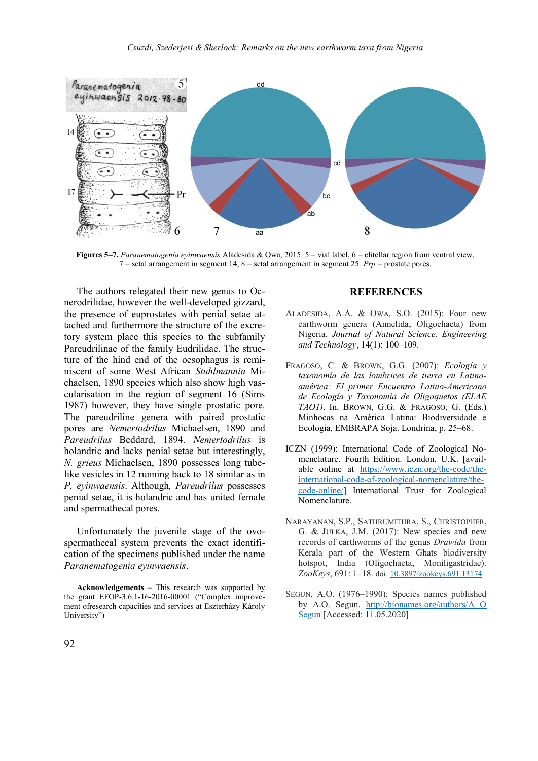Figures 5–7. *Paranematogenia eyinwaensis* Aladesida & Owa, 2015. 5 = vial label, 6 = clitellar region from ventral view, 7 = setal arrangement in segment 14, 8 = setal arrangement in segment 25. *Prp* = prostate pores.

The authors relegated their new genus to Ocnerodrilidae, however the well-developed gizzard, the presence of euprostates with penial setae attached and furthermore the structure of the excretory system place this species to the subfamily Pareudrilinae of the family Eudrilidae. The structure of the hind end of the oesophagus is reminiscent of some West African *Stuhlmannia* Michaelsen, 1890 species which also show high vascularisation in the region of segment 16 (Sims 1987) however, they have single prostatic pore. The pareudriline genera with paired prostatic pores are *Nemertodrilus* Michaelsen, 1890 and *Pareudrilus* Beddard, 1894. *Nemertodrilus* is holandric and lacks penial setae but interestingly, *N. grieus* Michaelsen, 1890 possesses long tube-like vesicles in 12 running back to 18 similar as in *P. eyinwaensis*. Although, *Pareudrilus* possesses penial setae, it is holandric and has united female and spermathecal pores.

Unfortunately the juvenile stage of the ovo-spermathecal system prevents the exact identification of the specimens published under the name *Paranematogenia eyinwaensis*.

**Acknowledgements** – This research was supported by the grant EFOP-3.6.1-16-2016-00001 ("Complex improvement ofresearch capacities and services at Eszterházy Károly University")

## REFERENCES

ALADESIDA, A.A. & OWA, S.O. (2015): Four new earthworm genera (Annelida, Oligochaeta) from Nigeria. *Journal of Natural Science, Engineering and Technology*, 14(1): 100–109.

FRAGOSO, C. & BROWN, G.G. (2007): *Ecología y taxonomía de las lombrices de tierra en Latinoamérica: El primer Encuentro Latino-Americano de Ecología y Taxonomía de Oligoquetos (ELAE TAO1)*. In. BROWN, G.G. & FRAGOSO, G. (Eds.) Minhocas na América Latina: Biodiversidade e Ecologia, EMBRAPA Soja. Londrina, p. 25–68.

ICZN (1999): International Code of Zoological Nomenclature. Fourth Edition. London, U.K. [available online at https://www.iczn.org/the-code/the-international-code-of-zoological-nomenclature/the-code-online/] International Trust for Zoological Nomenclature.

NARAYANAN, S.P., SATHRUMITHRA, S., CHRISTOPHER, G. & JULKA, J.M. (2017): New species and new records of earthworms of the genus *Drawida* from Kerala part of the Western Ghats biodiversity hotspot, India (Oligochaeta, Moniligastridae). *ZooKeys*, 691: 1–18. doi: 10.3897/zookeys.691.13174

SEGUN, A.O. (1976–1990): Species names published by A.O. Segun. http://bionames.org/authors/A_O_Segun [Accessed: 11.05.2020]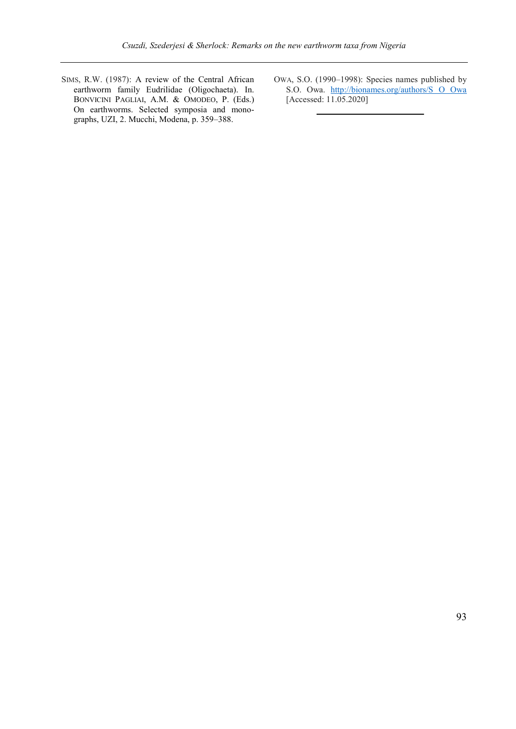SIMS, R.W. (1987): A review of the Central African earthworm family Eudrilidae (Oligochaeta). In. BONVICINI PAGLIAI, A.M. & OMODEO, P. (Eds.) On earthworms. Selected symposia and monographs, UZI, 2. Mucchi, Modena, p. 359–388.

OWA, S.O. (1990–1998): Species names published by S.O. Owa. http://bionames.org/authors/S_O_Owa [Accessed: 11.05.2020]